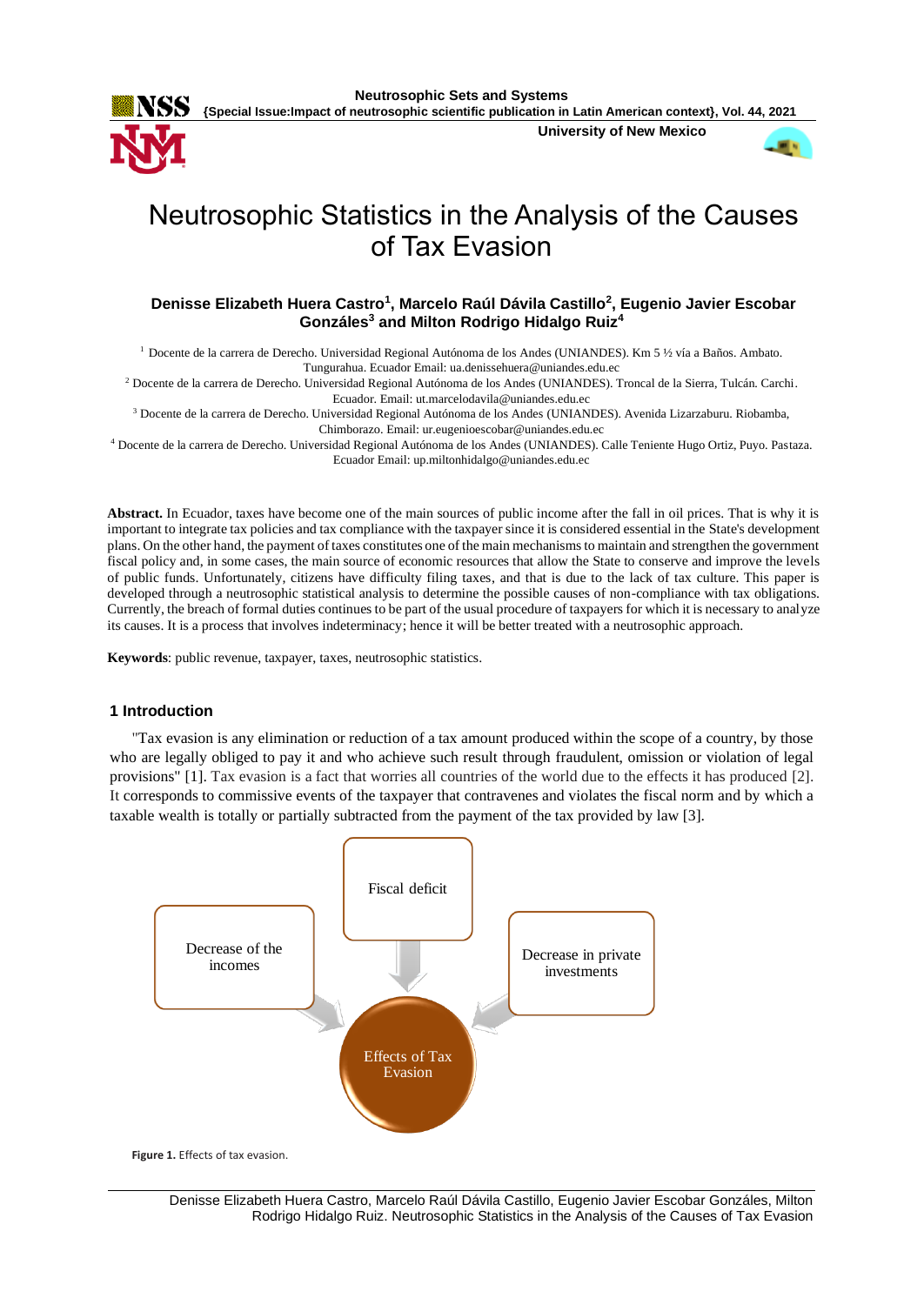# Neutrosophic Statistics in the Analysis of the Causes of Tax Evasion

**Denisse Elizabeth Huera Castro[1], Marcelo Raúl Dávila Castillo[2], Eugenio Javier Escobar Gonzáles[3] and Milton Rodrigo Hidalgo Ruiz[4]**

[1] Docente de la carrera de Derecho. Universidad Regional Autónoma de los Andes (UNIANDES). Km 5 ½ vía a Baños. Ambato. Tungurahua. Ecuador Email: ua.denissehuera@uniandes.edu.ec

[2] Docente de la carrera de Derecho. Universidad Regional Autónoma de los Andes (UNIANDES). Troncal de la Sierra, Tulcán. Carchi. Ecuador. Email: ut.marcelodavila@uniandes.edu.ec

[3] Docente de la carrera de Derecho. Universidad Regional Autónoma de los Andes (UNIANDES). Avenida Lizarzaburu. Riobamba, Chimborazo. Email: ur.eugenioescobar@uniandes.edu.ec

[4] Docente de la carrera de Derecho. Universidad Regional Autónoma de los Andes (UNIANDES). Calle Teniente Hugo Ortiz, Puyo. Pastaza. Ecuador Email: up.miltonhidalgo@uniandes.edu.ec

**Abstract.** In Ecuador, taxes have become one of the main sources of public income after the fall in oil prices. That is why it is important to integrate tax policies and tax compliance with the taxpayer since it is considered essential in the State's development plans. On the other hand, the payment of taxes constitutes one of the main mechanisms to maintain and strengthen the government fiscal policy and, in some cases, the main source of economic resources that allow the State to conserve and improve the levels of public funds. Unfortunately, citizens have difficulty filing taxes, and that is due to the lack of tax culture. This paper is developed through a neutrosophic statistical analysis to determine the possible causes of non-compliance with tax obligations. Currently, the breach of formal duties continues to be part of the usual procedure of taxpayers for which it is necessary to analyze its causes. It is a process that involves indeterminacy; hence it will be better treated with a neutrosophic approach.

**Keywords**: public revenue, taxpayer, taxes, neutrosophic statistics.

## 1 Introduction

"Tax evasion is any elimination or reduction of a tax amount produced within the scope of a country, by those who are legally obliged to pay it and who achieve such result through fraudulent, omission or violation of legal provisions" [1]. Tax evasion is a fact that worries all countries of the world due to the effects it has produced [2]. It corresponds to commissive events of the taxpayer that contravenes and violates the fiscal norm and by which a taxable wealth is totally or partially subtracted from the payment of the tax provided by law [3].

Fiscal deficit

Decrease of the incomes

Decrease in private investments

Effects of Tax Evasion

**Figure 1.** Effects of tax evasion.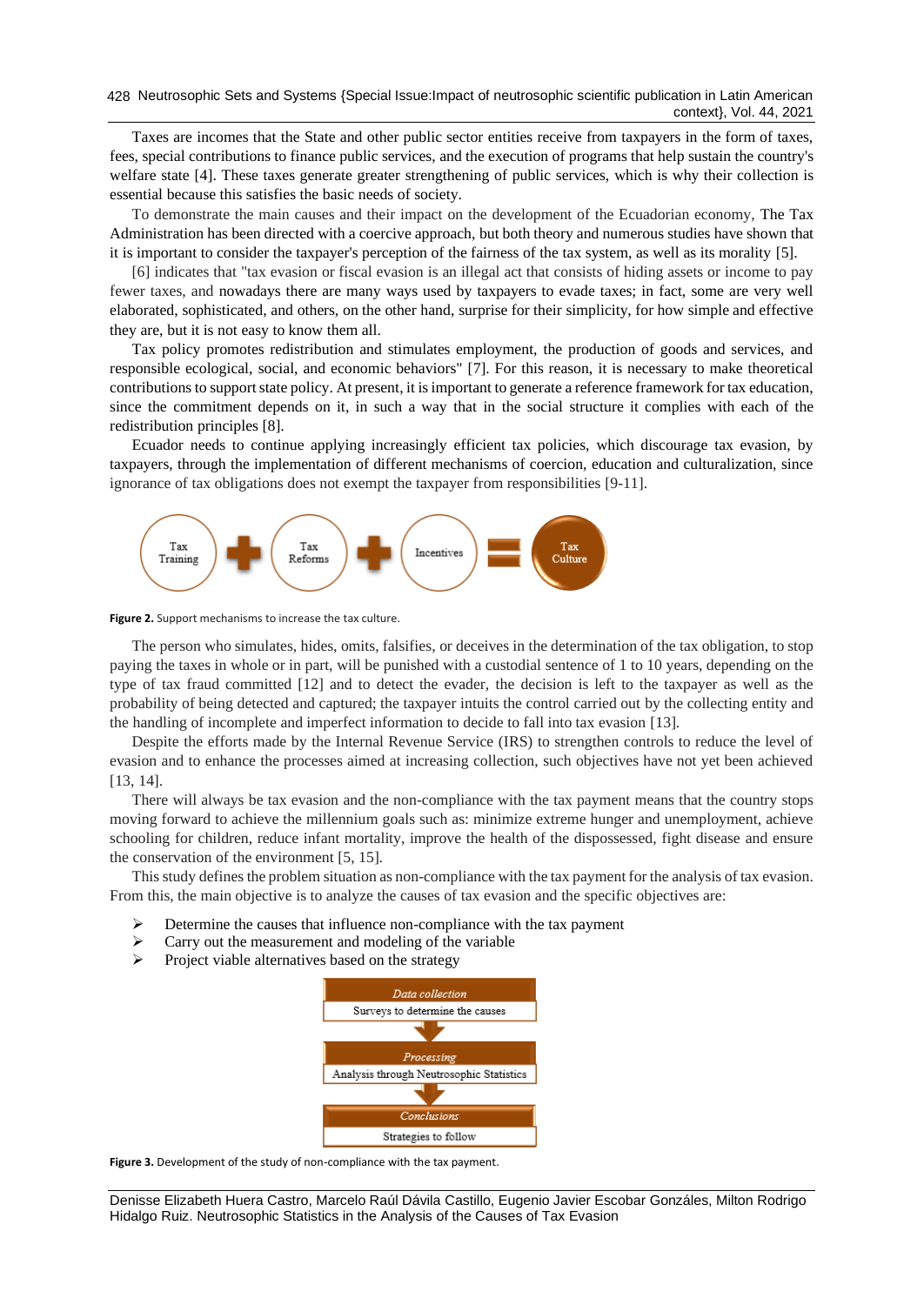Taxes are incomes that the State and other public sector entities receive from taxpayers in the form of taxes, fees, special contributions to finance public services, and the execution of programs that help sustain the country's welfare state [4]. These taxes generate greater strengthening of public services, which is why their collection is essential because this satisfies the basic needs of society.

To demonstrate the main causes and their impact on the development of the Ecuadorian economy, The Tax Administration has been directed with a coercive approach, but both theory and numerous studies have shown that it is important to consider the taxpayer's perception of the fairness of the tax system, as well as its morality [5].

[6] indicates that "tax evasion or fiscal evasion is an illegal act that consists of hiding assets or income to pay fewer taxes, and nowadays there are many ways used by taxpayers to evade taxes; in fact, some are very well elaborated, sophisticated, and others, on the other hand, surprise for their simplicity, for how simple and effective they are, but it is not easy to know them all.

Tax policy promotes redistribution and stimulates employment, the production of goods and services, and responsible ecological, social, and economic behaviors" [7]. For this reason, it is necessary to make theoretical contributions to support state policy. At present, it is important to generate a reference framework for tax education, since the commitment depends on it, in such a way that in the social structure it complies with each of the redistribution principles [8].

Ecuador needs to continue applying increasingly efficient tax policies, which discourage tax evasion, by taxpayers, through the implementation of different mechanisms of coercion, education and culturalization, since ignorance of tax obligations does not exempt the taxpayer from responsibilities [9-11].

Tax Training + Tax Reforms + Incentives = Tax Culture

**Figure 2.** Support mechanisms to increase the tax culture.

The person who simulates, hides, omits, falsifies, or deceives in the determination of the tax obligation, to stop paying the taxes in whole or in part, will be punished with a custodial sentence of 1 to 10 years, depending on the type of tax fraud committed [12] and to detect the evader, the decision is left to the taxpayer as well as the probability of being detected and captured; the taxpayer intuits the control carried out by the collecting entity and the handling of incomplete and imperfect information to decide to fall into tax evasion [13].

Despite the efforts made by the Internal Revenue Service (IRS) to strengthen controls to reduce the level of evasion and to enhance the processes aimed at increasing collection, such objectives have not yet been achieved [13, 14].

There will always be tax evasion and the non-compliance with the tax payment means that the country stops moving forward to achieve the millennium goals such as: minimize extreme hunger and unemployment, achieve schooling for children, reduce infant mortality, improve the health of the dispossessed, fight disease and ensure the conservation of the environment [5, 15].

This study defines the problem situation as non-compliance with the tax payment for the analysis of tax evasion. From this, the main objective is to analyze the causes of tax evasion and the specific objectives are:

- Determine the causes that influence non-compliance with the tax payment
- Carry out the measurement and modeling of the variable
- Project viable alternatives based on the strategy

*Data collection*
Surveys to determine the causes
↓
*Processing*
Analysis through Neutrosophic Statistics
↓
*Conclusions*
Strategies to follow

**Figure 3.** Development of the study of non-compliance with the tax payment.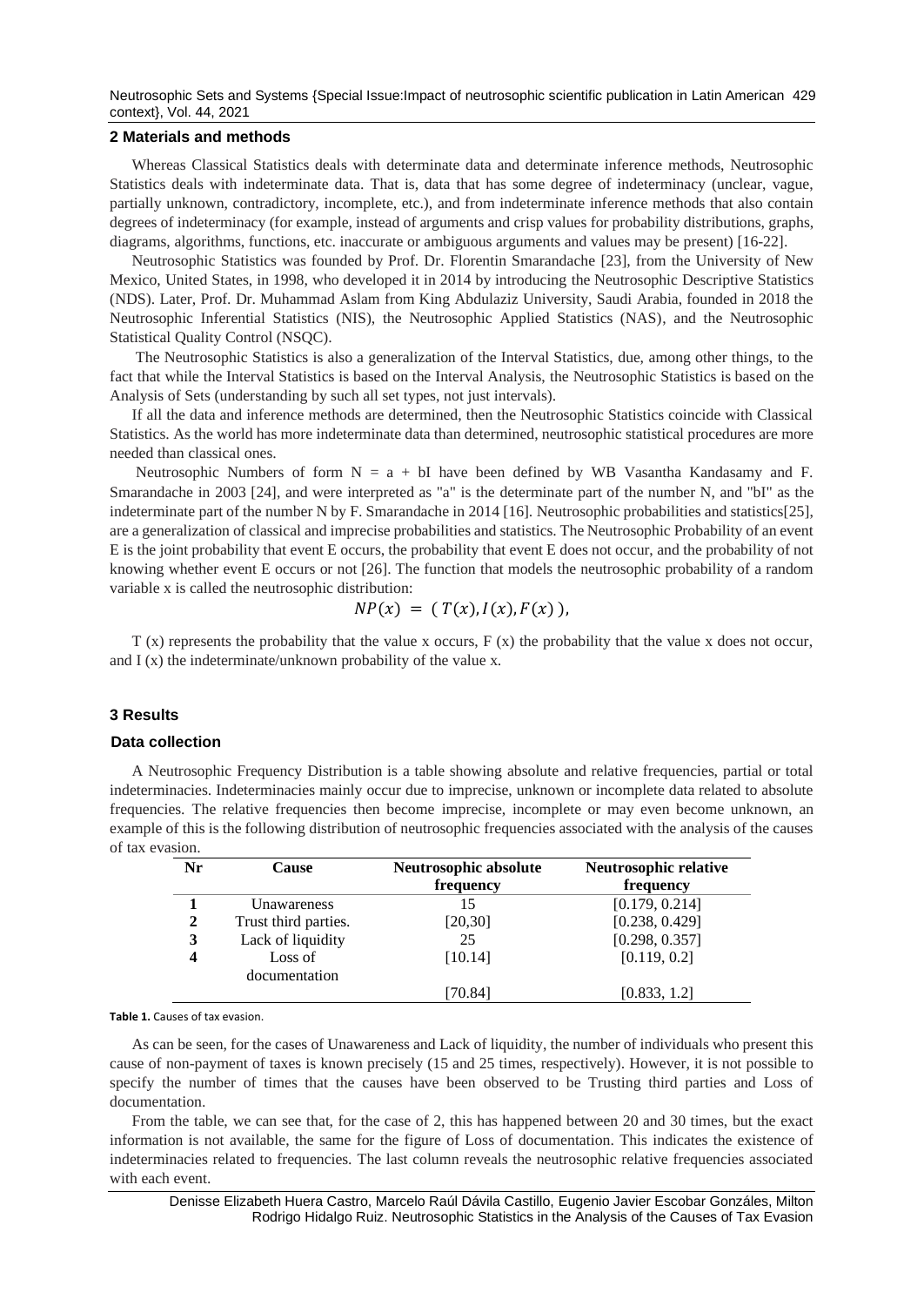## 2 Materials and methods

Whereas Classical Statistics deals with determinate data and determinate inference methods, Neutrosophic Statistics deals with indeterminate data. That is, data that has some degree of indeterminacy (unclear, vague, partially unknown, contradictory, incomplete, etc.), and from indeterminate inference methods that also contain degrees of indeterminacy (for example, instead of arguments and crisp values for probability distributions, graphs, diagrams, algorithms, functions, etc. inaccurate or ambiguous arguments and values may be present) [16-22].

Neutrosophic Statistics was founded by Prof. Dr. Florentin Smarandache [23], from the University of New Mexico, United States, in 1998, who developed it in 2014 by introducing the Neutrosophic Descriptive Statistics (NDS). Later, Prof. Dr. Muhammad Aslam from King Abdulaziz University, Saudi Arabia, founded in 2018 the Neutrosophic Inferential Statistics (NIS), the Neutrosophic Applied Statistics (NAS), and the Neutrosophic Statistical Quality Control (NSQC).

The Neutrosophic Statistics is also a generalization of the Interval Statistics, due, among other things, to the fact that while the Interval Statistics is based on the Interval Analysis, the Neutrosophic Statistics is based on the Analysis of Sets (understanding by such all set types, not just intervals).

If all the data and inference methods are determined, then the Neutrosophic Statistics coincide with Classical Statistics. As the world has more indeterminate data than determined, neutrosophic statistical procedures are more needed than classical ones.

Neutrosophic Numbers of form $N = a + bI$ have been defined by WB Vasantha Kandasamy and F. Smarandache in 2003 [24], and were interpreted as "a" is the determinate part of the number N, and "bI" as the indeterminate part of the number N by F. Smarandache in 2014 [16]. Neutrosophic probabilities and statistics[25], are a generalization of classical and imprecise probabilities and statistics. The Neutrosophic Probability of an event E is the joint probability that event E occurs, the probability that event E does not occur, and the probability of not knowing whether event E occurs or not [26]. The function that models the neutrosophic probability of a random variable x is called the neutrosophic distribution:

$$NP(x) = (T(x), I(x), F(x)),$$

$T(x)$ represents the probability that the value x occurs, $F(x)$ the probability that the value x does not occur, and $I(x)$ the indeterminate/unknown probability of the value x.

## 3 Results

### Data collection

A Neutrosophic Frequency Distribution is a table showing absolute and relative frequencies, partial or total indeterminacies. Indeterminacies mainly occur due to imprecise, unknown or incomplete data related to absolute frequencies. The relative frequencies then become imprecise, incomplete or may even become unknown, an example of this is the following distribution of neutrosophic frequencies associated with the analysis of the causes of tax evasion.

| Nr | Cause | Neutrosophic absolute frequency | Neutrosophic relative frequency |
|---|---|---|---|
| 1 | Unawareness | 15 | [0.179, 0.214] |
| 2 | Trust third parties. | [20,30] | [0.238, 0.429] |
| 3 | Lack of liquidity | 25 | [0.298, 0.357] |
| 4 | Loss of documentation | [10.14] | [0.119, 0.2] |
| | | [70.84] | [0.833, 1.2] |

**Table 1.** Causes of tax evasion.

As can be seen, for the cases of Unawareness and Lack of liquidity, the number of individuals who present this cause of non-payment of taxes is known precisely (15 and 25 times, respectively). However, it is not possible to specify the number of times that the causes have been observed to be Trusting third parties and Loss of documentation.

From the table, we can see that, for the case of 2, this has happened between 20 and 30 times, but the exact information is not available, the same for the figure of Loss of documentation. This indicates the existence of indeterminacies related to frequencies. The last column reveals the neutrosophic relative frequencies associated with each event.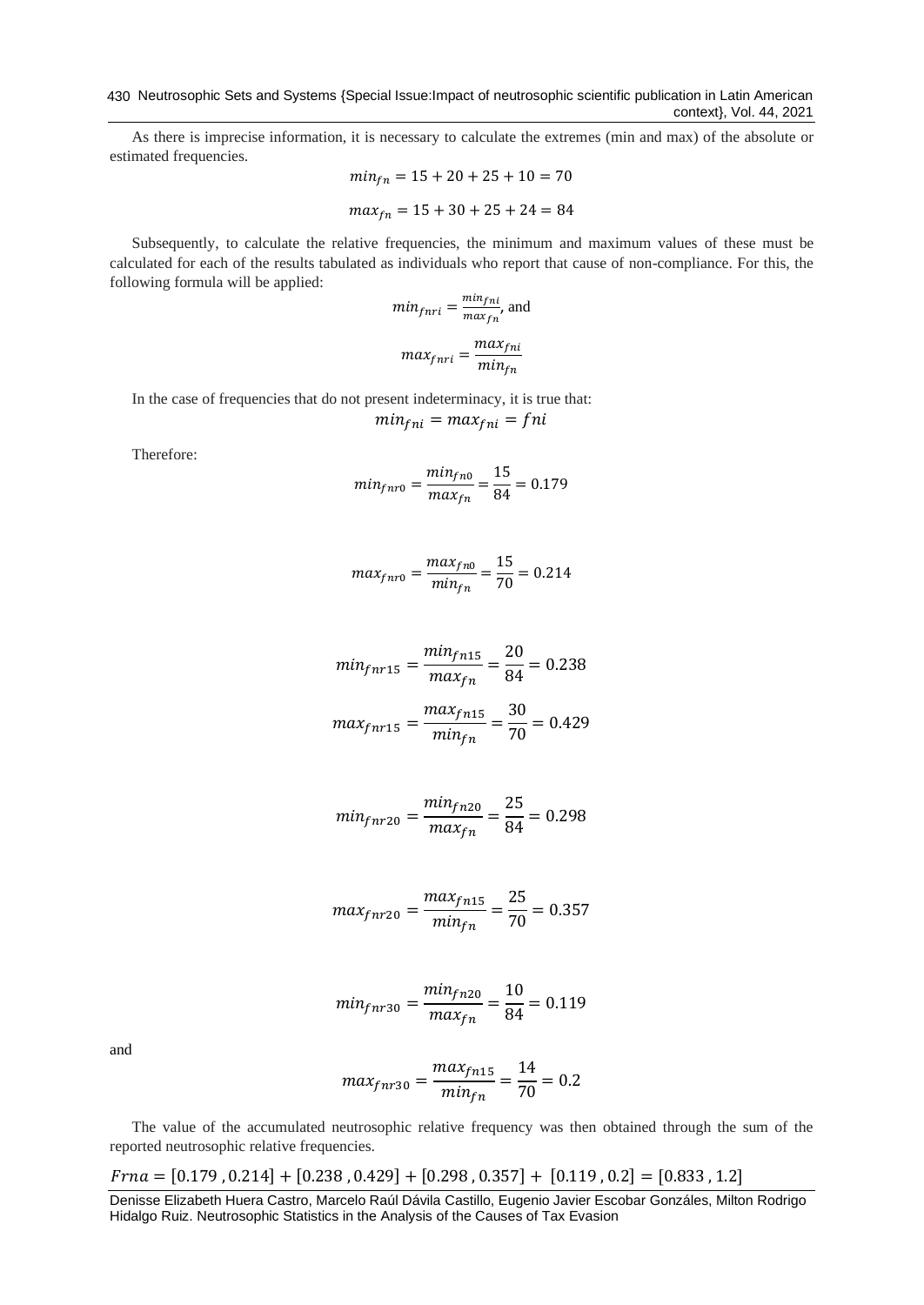As there is imprecise information, it is necessary to calculate the extremes (min and max) of the absolute or estimated frequencies.

$$min_{fn} = 15 + 20 + 25 + 10 = 70$$

$$max_{fn} = 15 + 30 + 25 + 24 = 84$$

Subsequently, to calculate the relative frequencies, the minimum and maximum values of these must be calculated for each of the results tabulated as individuals who report that cause of non-compliance. For this, the following formula will be applied:

$$min_{fnri} = \frac{min_{fni}}{max_{fn}}, \text{ and}$$

$$max_{fnri} = \frac{max_{fni}}{min_{fn}}$$

In the case of frequencies that do not present indeterminacy, it is true that:

$$min_{fni} = max_{fni} = fni$$

Therefore:

$$min_{fnr0} = \frac{min_{fn0}}{max_{fn}} = \frac{15}{84} = 0.179$$

$$max_{fnr0} = \frac{max_{fn0}}{min_{fn}} = \frac{15}{70} = 0.214$$

$$min_{fnr15} = \frac{min_{fn15}}{max_{fn}} = \frac{20}{84} = 0.238$$

$$max_{fnr15} = \frac{max_{fn15}}{min_{fn}} = \frac{30}{70} = 0.429$$

$$min_{fnr20} = \frac{min_{fn20}}{max_{fn}} = \frac{25}{84} = 0.298$$

$$max_{fnr20} = \frac{max_{fn15}}{min_{fn}} = \frac{25}{70} = 0.357$$

$$min_{fnr30} = \frac{min_{fn20}}{max_{fn}} = \frac{10}{84} = 0.119$$

and

$$max_{fnr30} = \frac{max_{fn15}}{min_{fn}} = \frac{14}{70} = 0.2$$

The value of the accumulated neutrosophic relative frequency was then obtained through the sum of the reported neutrosophic relative frequencies.

$$Frna = [0.179\ , 0.214] + [0.238\ , 0.429] + [0.298\ , 0.357] + [0.119\ , 0.2] = [0.833\ , 1.2]$$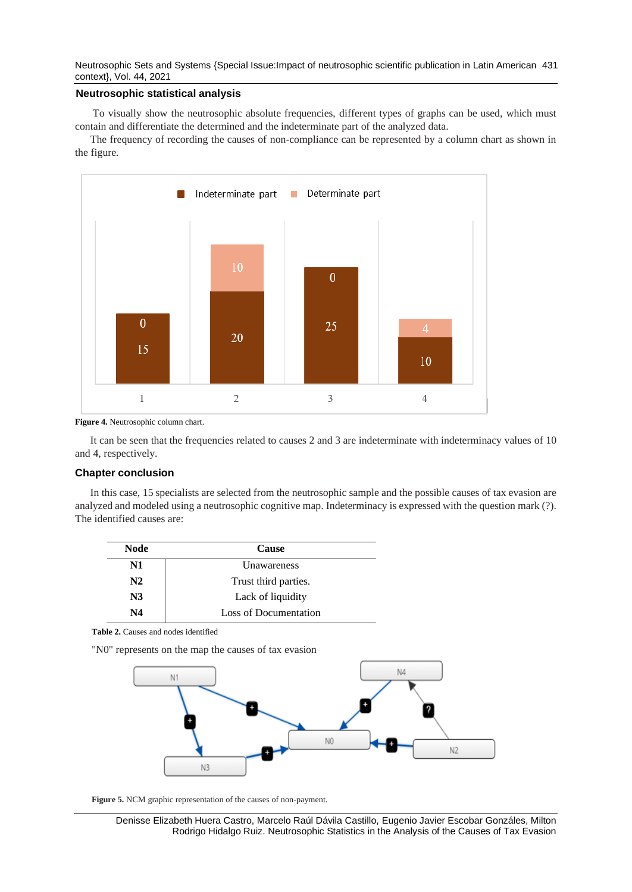## Neutrosophic statistical analysis

To visually show the neutrosophic absolute frequencies, different types of graphs can be used, which must contain and differentiate the determined and the indeterminate part of the analyzed data.

The frequency of recording the causes of non-compliance can be represented by a column chart as shown in the figure.

**Figure 4.** Neutrosophic column chart.

It can be seen that the frequencies related to causes 2 and 3 are indeterminate with indeterminacy values of 10 and 4, respectively.

## Chapter conclusion

In this case, 15 specialists are selected from the neutrosophic sample and the possible causes of tax evasion are analyzed and modeled using a neutrosophic cognitive map. Indeterminacy is expressed with the question mark (?). The identified causes are:

| Node | Cause |
|---|---|
| **N1** | Unawareness |
| **N2** | Trust third parties. |
| **N3** | Lack of liquidity |
| **N4** | Loss of Documentation |

**Table 2.** Causes and nodes identified

"N0" represents on the map the causes of tax evasion

**Figure 5.** NCM graphic representation of the causes of non-payment.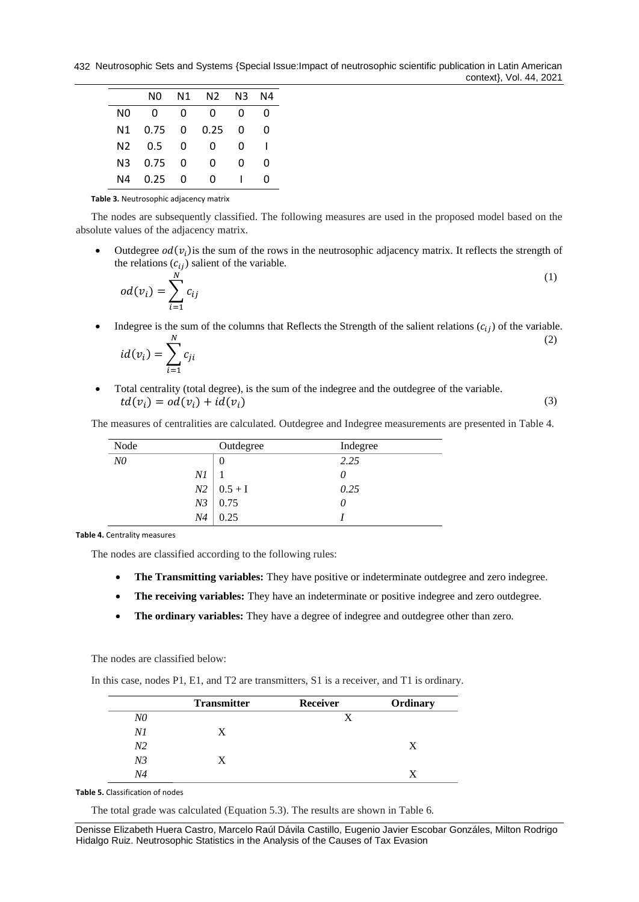|  | N0 | N1 | N2 | N3 | N4 |
|---|---|---|---|---|---|
| N0 | 0 | 0 | 0 | 0 | 0 |
| N1 | 0.75 | 0 | 0.25 | 0 | 0 |
| N2 | 0.5 | 0 | 0 | 0 | I |
| N3 | 0.75 | 0 | 0 | 0 | 0 |
| N4 | 0.25 | 0 | 0 | I | 0 |

**Table 3.** Neutrosophic adjacency matrix

The nodes are subsequently classified. The following measures are used in the proposed model based on the absolute values of the adjacency matrix.

- Outdegree $od(v_i)$ is the sum of the rows in the neutrosophic adjacency matrix. It reflects the strength of the relations $(c_{ij})$ salient of the variable.

$$od(v_i) = \sum_{i=1}^{N} c_{ij} \tag{1}$$

- Indegree is the sum of the columns that Reflects the Strength of the salient relations $(c_{ij})$ of the variable.

$$id(v_i) = \sum_{i=1}^{N} c_{ji} \tag{2}$$

- Total centrality (total degree), is the sum of the indegree and the outdegree of the variable.

$$td(v_i) = od(v_i) + id(v_i) \tag{3}$$

The measures of centralities are calculated. Outdegree and Indegree measurements are presented in Table 4.

| Node | Outdegree | Indegree |
|---|---|---|
| *N0* | 0 | *2.25* |
| *N1* | 1 | *0* |
| *N2* | 0.5 + I | *0.25* |
| *N3* | 0.75 | *0* |
| *N4* | 0.25 | *I* |

**Table 4.** Centrality measures

The nodes are classified according to the following rules:

- **The Transmitting variables:** They have positive or indeterminate outdegree and zero indegree.
- **The receiving variables:** They have an indeterminate or positive indegree and zero outdegree.
- **The ordinary variables:** They have a degree of indegree and outdegree other than zero.

The nodes are classified below:

In this case, nodes P1, E1, and T2 are transmitters, S1 is a receiver, and T1 is ordinary.

|  | Transmitter | Receiver | Ordinary |
|---|---|---|---|
| *N0* |  | X |  |
| *N1* | X |  |  |
| *N2* |  |  | X |
| *N3* | X |  |  |
| *N4* |  |  | X |

**Table 5.** Classification of nodes

The total grade was calculated (Equation 5.3). The results are shown in Table 6.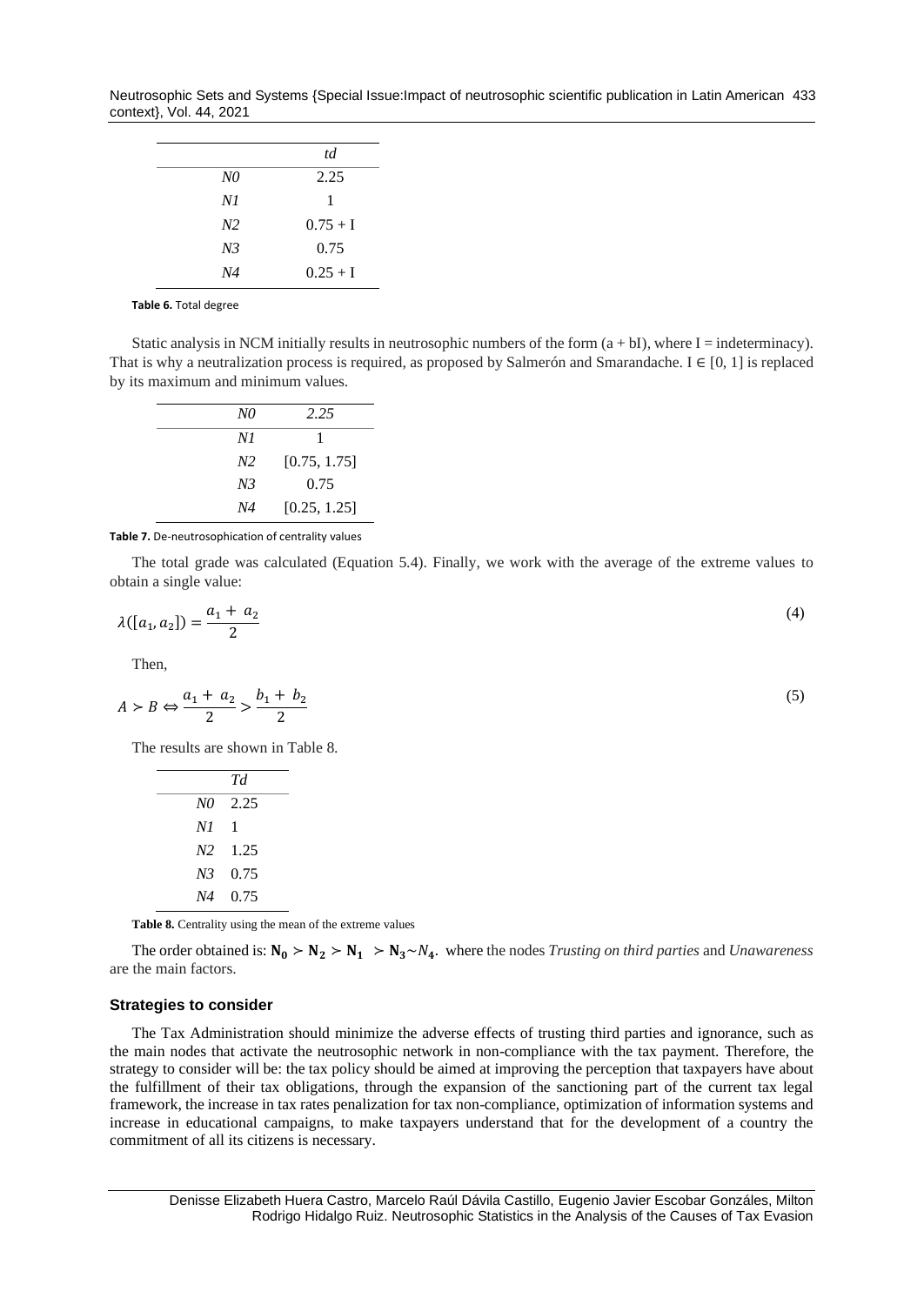|  | *td* |
|---|---|
| *N0* | 2.25 |
| *N1* | 1 |
| *N2* | 0.75 + I |
| *N3* | 0.75 |
| *N4* | 0.25 + I |

**Table 6.** Total degree

Static analysis in NCM initially results in neutrosophic numbers of the form (a + bI), where I = indeterminacy). That is why a neutralization process is required, as proposed by Salmerón and Smarandache. I ∈ [0, 1] is replaced by its maximum and minimum values.

| *N0* | *2.25* |
|---|---|
| *N1* | 1 |
| *N2* | [0.75, 1.75] |
| *N3* | 0.75 |
| *N4* | [0.25, 1.25] |

**Table 7.** De-neutrosophication of centrality values

The total grade was calculated (Equation 5.4). Finally, we work with the average of the extreme values to obtain a single value:

$$\lambda([a_1, a_2]) = \frac{a_1 + a_2}{2} \tag{4}$$

Then,

$$A \succ B \Leftrightarrow \frac{a_1 + a_2}{2} > \frac{b_1 + b_2}{2} \tag{5}$$

The results are shown in Table 8.

|  | *Td* |
|---|---|
| *N0* | 2.25 |
| *N1* | 1 |
| *N2* | 1.25 |
| *N3* | 0.75 |
| *N4* | 0.75 |

**Table 8.** Centrality using the mean of the extreme values

The order obtained is: $\mathbf{N_0} \succ \mathbf{N_2} \succ \mathbf{N_1} \succ \mathbf{N_3} \sim N_4$. where the nodes *Trusting on third parties* and *Unawareness* are the main factors.

### Strategies to consider

The Tax Administration should minimize the adverse effects of trusting third parties and ignorance, such as the main nodes that activate the neutrosophic network in non-compliance with the tax payment. Therefore, the strategy to consider will be: the tax policy should be aimed at improving the perception that taxpayers have about the fulfillment of their tax obligations, through the expansion of the sanctioning part of the current tax legal framework, the increase in tax rates penalization for tax non-compliance, optimization of information systems and increase in educational campaigns, to make taxpayers understand that for the development of a country the commitment of all its citizens is necessary.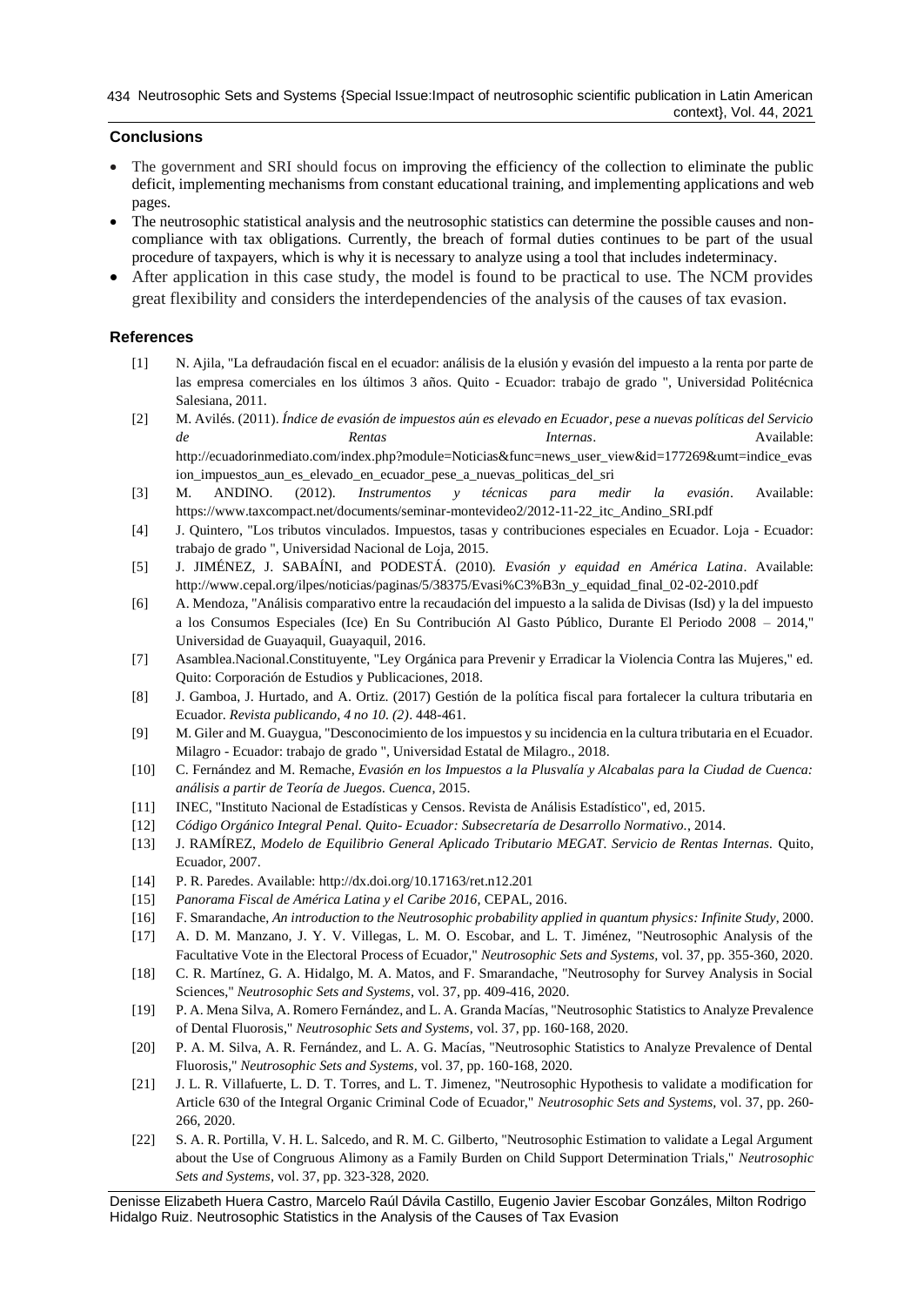## Conclusions

- The government and SRI should focus on improving the efficiency of the collection to eliminate the public deficit, implementing mechanisms from constant educational training, and implementing applications and web pages.
- The neutrosophic statistical analysis and the neutrosophic statistics can determine the possible causes and non-compliance with tax obligations. Currently, the breach of formal duties continues to be part of the usual procedure of taxpayers, which is why it is necessary to analyze using a tool that includes indeterminacy.
- After application in this case study, the model is found to be practical to use. The NCM provides great flexibility and considers the interdependencies of the analysis of the causes of tax evasion.

## References

[1] N. Ajila, "La defraudación fiscal en el ecuador: análisis de la elusión y evasión del impuesto a la renta por parte de las empresa comerciales en los últimos 3 años. Quito - Ecuador: trabajo de grado ", Universidad Politécnica Salesiana, 2011.

[2] M. Avilés. (2011). *Índice de evasión de impuestos aún es elevado en Ecuador, pese a nuevas políticas del Servicio de Rentas Internas*. Available: http://ecuadorinmediato.com/index.php?module=Noticias&func=news_user_view&id=177269&umt=indice_evasion_impuestos_aun_es_elevado_en_ecuador_pese_a_nuevas_politicas_del_sri

[3] M. ANDINO. (2012). *Instrumentos y técnicas para medir la evasión*. Available: https://www.taxcompact.net/documents/seminar-montevideo2/2012-11-22_itc_Andino_SRI.pdf

[4] J. Quintero, "Los tributos vinculados. Impuestos, tasas y contribuciones especiales en Ecuador. Loja - Ecuador: trabajo de grado ", Universidad Nacional de Loja, 2015.

[5] J. JIMÉNEZ, J. SABAÍNI, and PODESTÁ. (2010). *Evasión y equidad en América Latina*. Available: http://www.cepal.org/ilpes/noticias/paginas/5/38375/Evasi%C3%B3n_y_equidad_final_02-02-2010.pdf

[6] A. Mendoza, "Análisis comparativo entre la recaudación del impuesto a la salida de Divisas (Isd) y la del impuesto a los Consumos Especiales (Ice) En Su Contribución Al Gasto Público, Durante El Periodo 2008 – 2014," Universidad de Guayaquil, Guayaquil, 2016.

[7] Asamblea.Nacional.Constituyente, "Ley Orgánica para Prevenir y Erradicar la Violencia Contra las Mujeres," ed. Quito: Corporación de Estudios y Publicaciones, 2018.

[8] J. Gamboa, J. Hurtado, and A. Ortiz. (2017) Gestión de la política fiscal para fortalecer la cultura tributaria en Ecuador. *Revista publicando, 4 no 10. (2)*. 448-461.

[9] M. Giler and M. Guaygua, "Desconocimiento de los impuestos y su incidencia en la cultura tributaria en el Ecuador. Milagro - Ecuador: trabajo de grado ", Universidad Estatal de Milagro., 2018.

[10] C. Fernández and M. Remache, *Evasión en los Impuestos a la Plusvalía y Alcabalas para la Ciudad de Cuenca: análisis a partir de Teoría de Juegos. Cuenca*, 2015.

[11] INEC, "Instituto Nacional de Estadísticas y Censos. Revista de Análisis Estadístico", ed, 2015.

[12] *Código Orgánico Integral Penal. Quito- Ecuador: Subsecretaría de Desarrollo Normativo.*, 2014.

[13] J. RAMÍREZ, *Modelo de Equilibrio General Aplicado Tributario MEGAT. Servicio de Rentas Internas.* Quito, Ecuador, 2007.

[14] P. R. Paredes. Available: http://dx.doi.org/10.17163/ret.n12.201

[15] *Panorama Fiscal de América Latina y el Caribe 2016*, CEPAL, 2016.

[16] F. Smarandache, *An introduction to the Neutrosophic probability applied in quantum physics: Infinite Study*, 2000.

[17] A. D. M. Manzano, J. Y. V. Villegas, L. M. O. Escobar, and L. T. Jiménez, "Neutrosophic Analysis of the Facultative Vote in the Electoral Process of Ecuador," *Neutrosophic Sets and Systems*, vol. 37, pp. 355-360, 2020.

[18] C. R. Martínez, G. A. Hidalgo, M. A. Matos, and F. Smarandache, "Neutrosophy for Survey Analysis in Social Sciences," *Neutrosophic Sets and Systems*, vol. 37, pp. 409-416, 2020.

[19] P. A. Mena Silva, A. Romero Fernández, and L. A. Granda Macías, "Neutrosophic Statistics to Analyze Prevalence of Dental Fluorosis," *Neutrosophic Sets and Systems*, vol. 37, pp. 160-168, 2020.

[20] P. A. M. Silva, A. R. Fernández, and L. A. G. Macías, "Neutrosophic Statistics to Analyze Prevalence of Dental Fluorosis," *Neutrosophic Sets and Systems*, vol. 37, pp. 160-168, 2020.

[21] J. L. R. Villafuerte, L. D. T. Torres, and L. T. Jimenez, "Neutrosophic Hypothesis to validate a modification for Article 630 of the Integral Organic Criminal Code of Ecuador," *Neutrosophic Sets and Systems*, vol. 37, pp. 260-266, 2020.

[22] S. A. R. Portilla, V. H. L. Salcedo, and R. M. C. Gilberto, "Neutrosophic Estimation to validate a Legal Argument about the Use of Congruous Alimony as a Family Burden on Child Support Determination Trials," *Neutrosophic Sets and Systems*, vol. 37, pp. 323-328, 2020.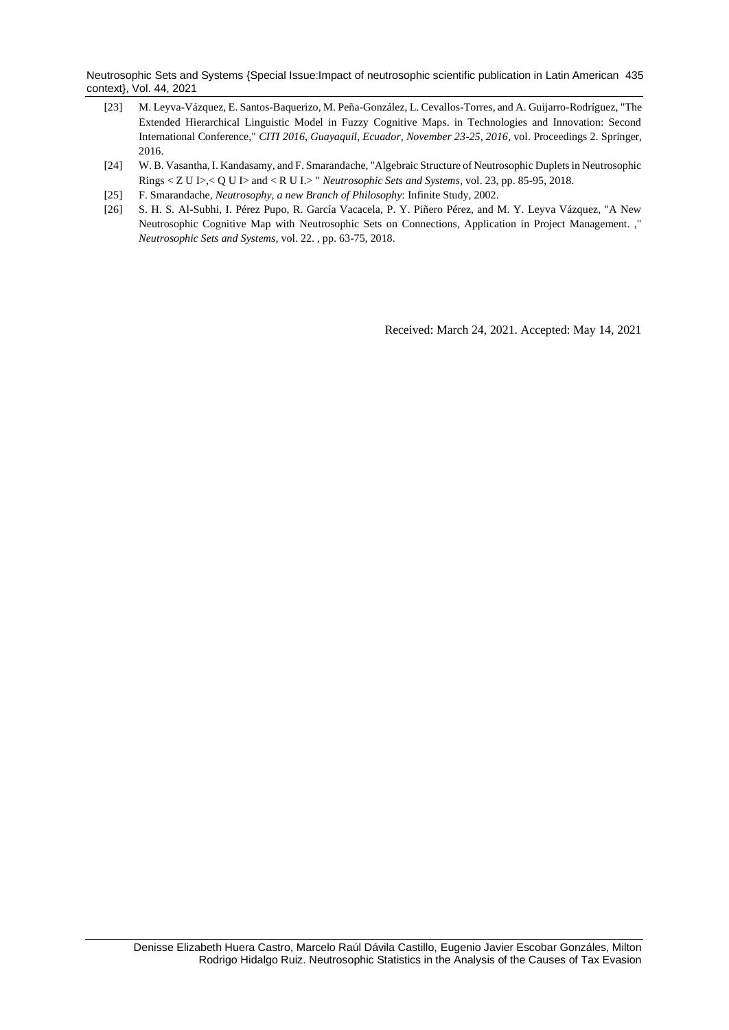[23] M. Leyva-Vázquez, E. Santos-Baquerizo, M. Peña-González, L. Cevallos-Torres, and A. Guijarro-Rodríguez, "The Extended Hierarchical Linguistic Model in Fuzzy Cognitive Maps. in Technologies and Innovation: Second International Conference," *CITI 2016, Guayaquil, Ecuador, November 23-25, 2016*, vol. Proceedings 2. Springer, 2016.

[24] W. B. Vasantha, I. Kandasamy, and F. Smarandache, "Algebraic Structure of Neutrosophic Duplets in Neutrosophic Rings < Z U I>,< Q U I> and < R U I.> " *Neutrosophic Sets and Systems*, vol. 23, pp. 85-95, 2018.

[25] F. Smarandache, *Neutrosophy, a new Branch of Philosophy*: Infinite Study, 2002.

[26] S. H. S. Al-Subhi, I. Pérez Pupo, R. García Vacacela, P. Y. Piñero Pérez, and M. Y. Leyva Vázquez, "A New Neutrosophic Cognitive Map with Neutrosophic Sets on Connections, Application in Project Management. ," *Neutrosophic Sets and Systems*, vol. 22. , pp. 63-75, 2018.

Received: March 24, 2021. Accepted: May 14, 2021